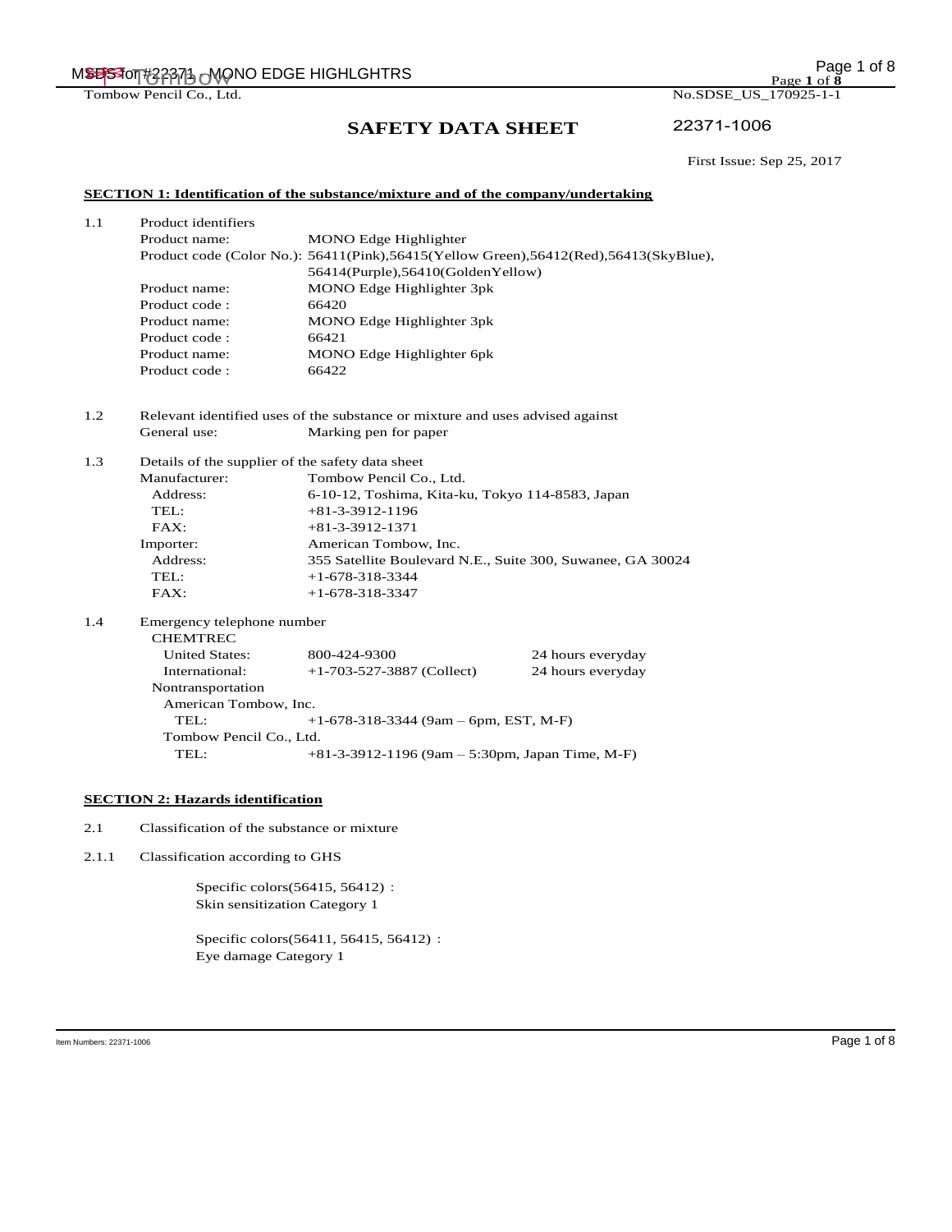Tombow Pencil Co., Ltd. No.SDSE_US_170925-1-1

# SAFETY DATA SHEET

22371-1006

First Issue: Sep 25, 2017

## SECTION 1: Identification of the substance/mixture and of the company/undertaking

1.1 Product identifiers

| | |
|---|---|
| Product name: | MONO Edge Highlighter |
| Product code (Color No.): | 56411(Pink),56415(Yellow Green),56412(Red),56413(SkyBlue), 56414(Purple),56410(GoldenYellow) |
| Product name: | MONO Edge Highlighter 3pk |
| Product code : | 66420 |
| Product name: | MONO Edge Highlighter 3pk |
| Product code : | 66421 |
| Product name: | MONO Edge Highlighter 6pk |
| Product code : | 66422 |

1.2 Relevant identified uses of the substance or mixture and uses advised against

General use: Marking pen for paper

1.3 Details of the supplier of the safety data sheet

| | |
|---|---|
| Manufacturer: | Tombow Pencil Co., Ltd. |
| Address: | 6-10-12, Toshima, Kita-ku, Tokyo 114-8583, Japan |
| TEL: | +81-3-3912-1196 |
| FAX: | +81-3-3912-1371 |
| Importer: | American Tombow, Inc. |
| Address: | 355 Satellite Boulevard N.E., Suite 300, Suwanee, GA 30024 |
| TEL: | +1-678-318-3344 |
| FAX: | +1-678-318-3347 |

1.4 Emergency telephone number

CHEMTREC

| | | |
|---|---|---|
| United States: | 800-424-9300 | 24 hours everyday |
| International: | +1-703-527-3887 (Collect) | 24 hours everyday |

Nontransportation

American Tombow, Inc.

TEL: +1-678-318-3344 (9am – 6pm, EST, M-F)

Tombow Pencil Co., Ltd.

TEL: +81-3-3912-1196 (9am – 5:30pm, Japan Time, M-F)

## SECTION 2: Hazards identification

2.1 Classification of the substance or mixture

2.1.1 Classification according to GHS

Specific colors(56415, 56412) :
Skin sensitization Category 1

Specific colors(56411, 56415, 56412) :
Eye damage Category 1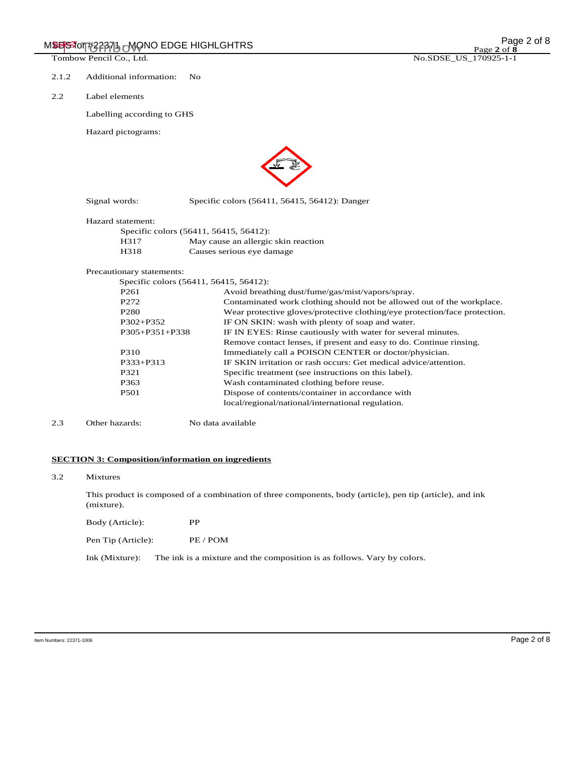2.1.2 Additional information: No

2.2 Label elements

Labelling according to GHS

Hazard pictograms:

Signal words: Specific colors (56411, 56415, 56412): Danger

Hazard statement:

Specific colors (56411, 56415, 56412):

| | |
|---|---|
| H317 | May cause an allergic skin reaction |
| H318 | Causes serious eye damage |

Precautionary statements:

Specific colors (56411, 56415, 56412):

| | |
|---|---|
| P261 | Avoid breathing dust/fume/gas/mist/vapors/spray. |
| P272 | Contaminated work clothing should not be allowed out of the workplace. |
| P280 | Wear protective gloves/protective clothing/eye protection/face protection. |
| P302+P352 | IF ON SKIN: wash with plenty of soap and water. |
| P305+P351+P338 | IF IN EYES: Rinse cautiously with water for several minutes. Remove contact lenses, if present and easy to do. Continue rinsing. |
| P310 | Immediately call a POISON CENTER or doctor/physician. |
| P333+P313 | IF SKIN irritation or rash occurs: Get medical advice/attention. |
| P321 | Specific treatment (see instructions on this label). |
| P363 | Wash contaminated clothing before reuse. |
| P501 | Dispose of contents/container in accordance with local/regional/national/international regulation. |

2.3 Other hazards: No data available

## SECTION 3: Composition/information on ingredients

3.2 Mixtures

This product is composed of a combination of three components, body (article), pen tip (article), and ink (mixture).

Body (Article): PP

Pen Tip (Article): PE / POM

Ink (Mixture): The ink is a mixture and the composition is as follows. Vary by colors.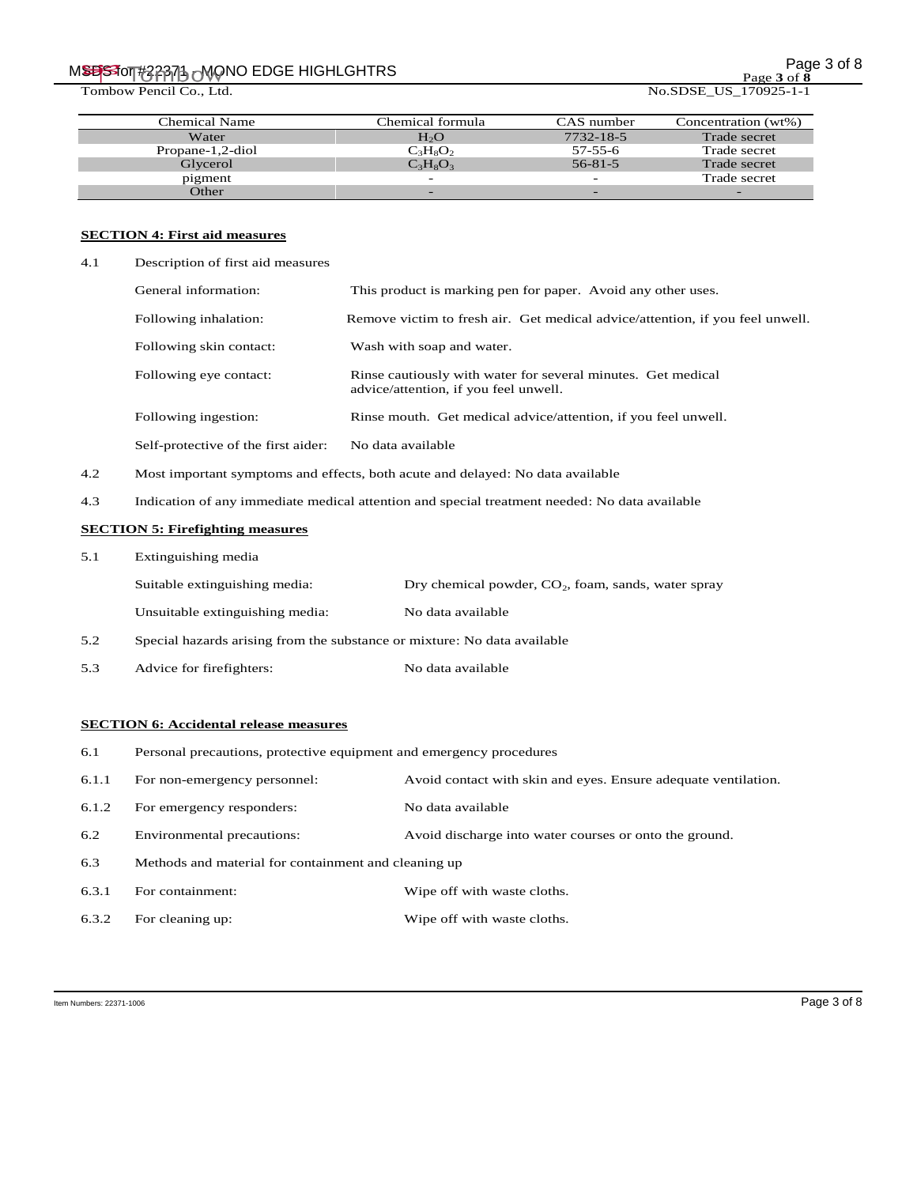| Chemical Name | Chemical formula | CAS number | Concentration (wt%) |
| --- | --- | --- | --- |
| Water | $H_2O$ | 7732-18-5 | Trade secret |
| Propane-1,2-diol | $C_3H_8O_2$ | 57-55-6 | Trade secret |
| Glycerol | $C_3H_8O_3$ | 56-81-5 | Trade secret |
| pigment | - | - | Trade secret |
| Other | - | - | - |

## SECTION 4: First aid measures

4.1 Description of first aid measures

- General information: This product is marking pen for paper. Avoid any other uses.
- Following inhalation: Remove victim to fresh air. Get medical advice/attention, if you feel unwell.
- Following skin contact: Wash with soap and water.
- Following eye contact: Rinse cautiously with water for several minutes. Get medical advice/attention, if you feel unwell.
- Following ingestion: Rinse mouth. Get medical advice/attention, if you feel unwell.
- Self-protective of the first aider: No data available

4.2 Most important symptoms and effects, both acute and delayed: No data available

4.3 Indication of any immediate medical attention and special treatment needed: No data available

## SECTION 5: Firefighting measures

5.1 Extinguishing media

- Suitable extinguishing media: Dry chemical powder, $CO_2$, foam, sands, water spray
- Unsuitable extinguishing media: No data available

5.2 Special hazards arising from the substance or mixture: No data available

5.3 Advice for firefighters: No data available

## SECTION 6: Accidental release measures

6.1 Personal precautions, protective equipment and emergency procedures

6.1.1 For non-emergency personnel: Avoid contact with skin and eyes. Ensure adequate ventilation.

6.1.2 For emergency responders: No data available

6.2 Environmental precautions: Avoid discharge into water courses or onto the ground.

6.3 Methods and material for containment and cleaning up

6.3.1 For containment: Wipe off with waste cloths.

6.3.2 For cleaning up: Wipe off with waste cloths.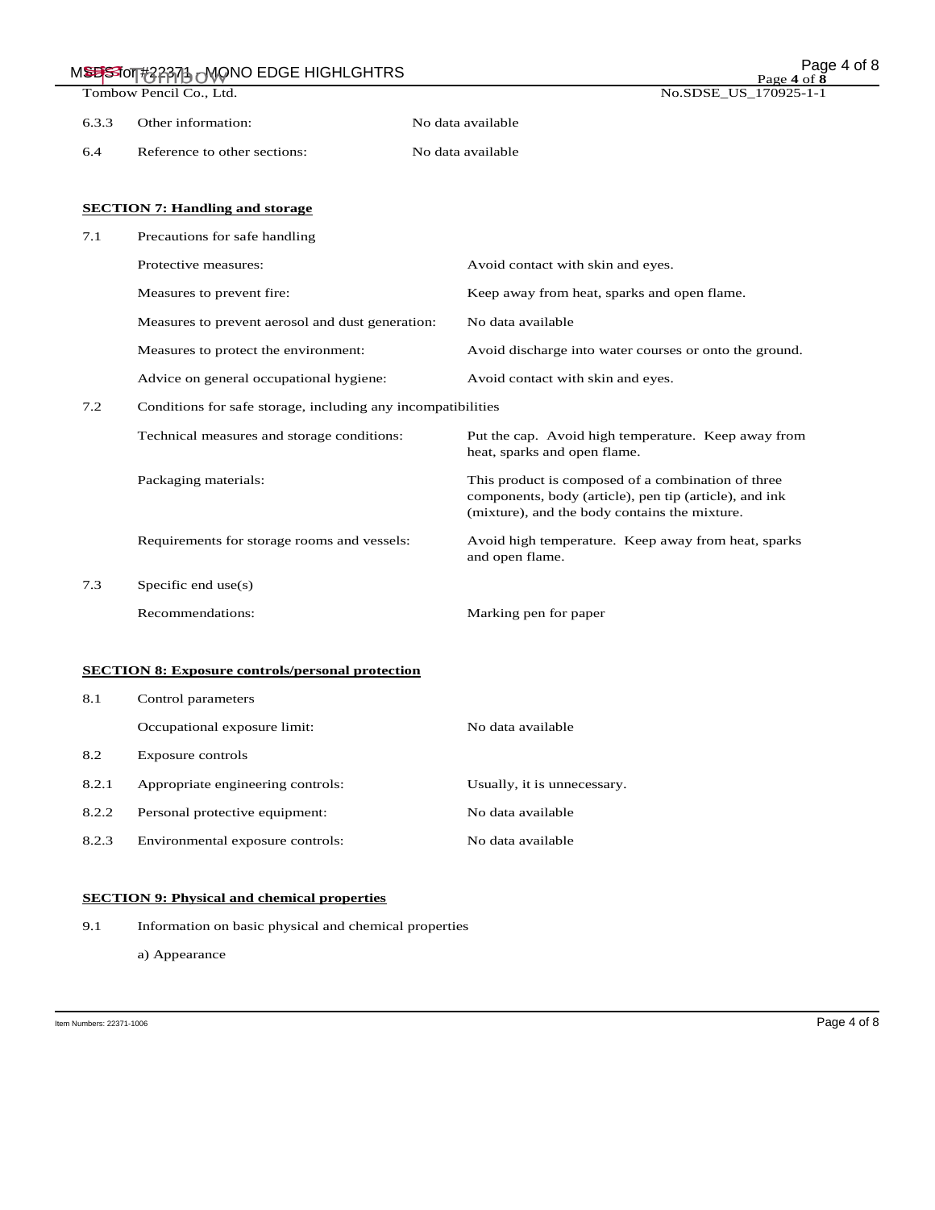6.3.3 Other information: No data available

6.4 Reference to other sections: No data available

## SECTION 7: Handling and storage

7.1 Precautions for safe handling

| | | |
|---|---|---|
| | Protective measures: | Avoid contact with skin and eyes. |
| | Measures to prevent fire: | Keep away from heat, sparks and open flame. |
| | Measures to prevent aerosol and dust generation: | No data available |
| | Measures to protect the environment: | Avoid discharge into water courses or onto the ground. |
| | Advice on general occupational hygiene: | Avoid contact with skin and eyes. |

7.2 Conditions for safe storage, including any incompatibilities

| | | |
|---|---|---|
| | Technical measures and storage conditions: | Put the cap. Avoid high temperature. Keep away from heat, sparks and open flame. |
| | Packaging materials: | This product is composed of a combination of three components, body (article), pen tip (article), and ink (mixture), and the body contains the mixture. |
| | Requirements for storage rooms and vessels: | Avoid high temperature. Keep away from heat, sparks and open flame. |

7.3 Specific end use(s)

| | | |
|---|---|---|
| | Recommendations: | Marking pen for paper |

## SECTION 8: Exposure controls/personal protection

| | | |
|---|---|---|
| 8.1 | Control parameters | |
| | Occupational exposure limit: | No data available |
| 8.2 | Exposure controls | |
| 8.2.1 | Appropriate engineering controls: | Usually, it is unnecessary. |
| 8.2.2 | Personal protective equipment: | No data available |
| 8.2.3 | Environmental exposure controls: | No data available |

## SECTION 9: Physical and chemical properties

9.1 Information on basic physical and chemical properties

a) Appearance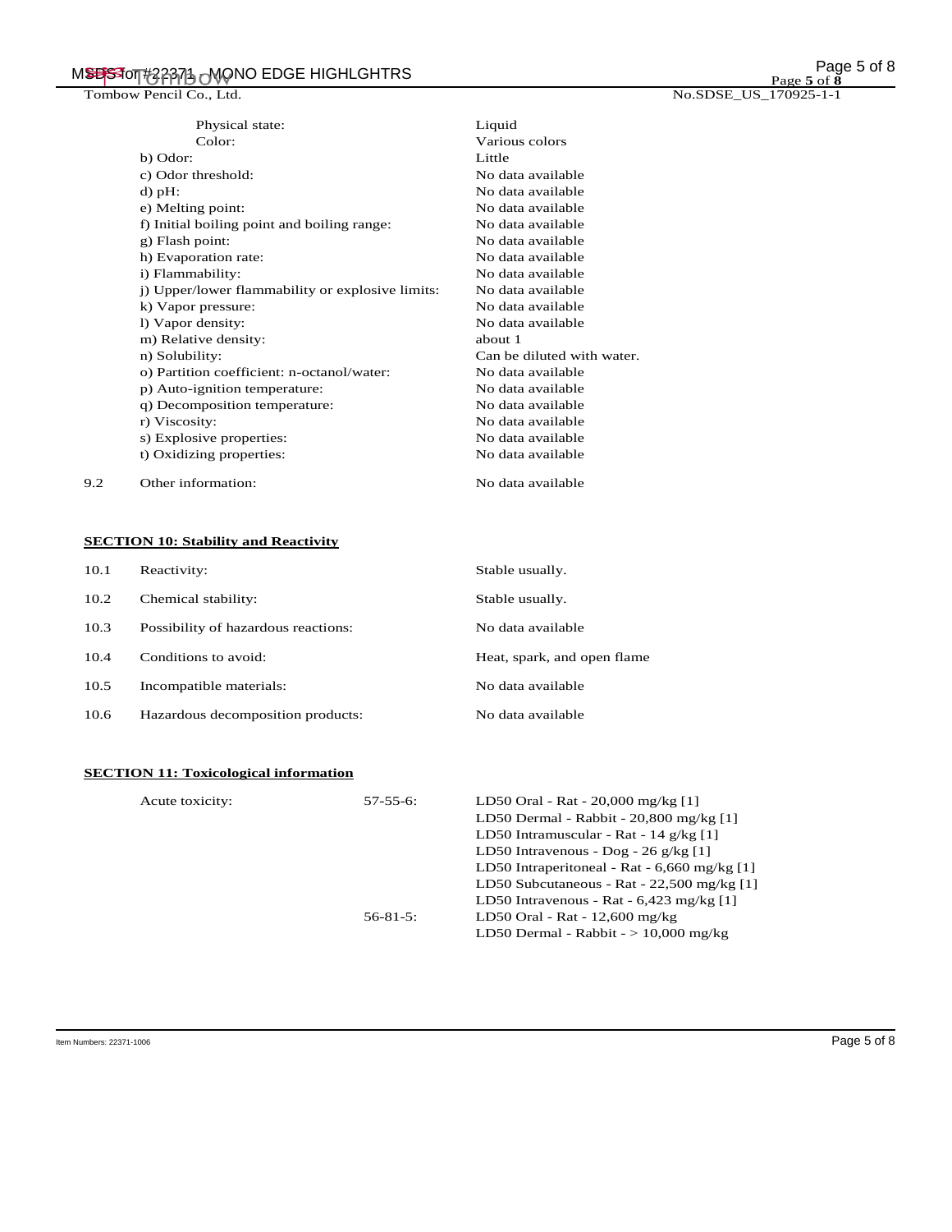| | |
|---|---|
| Physical state: | Liquid |
| Color: | Various colors |
| b) Odor: | Little |
| c) Odor threshold: | No data available |
| d) pH: | No data available |
| e) Melting point: | No data available |
| f) Initial boiling point and boiling range: | No data available |
| g) Flash point: | No data available |
| h) Evaporation rate: | No data available |
| i) Flammability: | No data available |
| j) Upper/lower flammability or explosive limits: | No data available |
| k) Vapor pressure: | No data available |
| l) Vapor density: | No data available |
| m) Relative density: | about 1 |
| n) Solubility: | Can be diluted with water. |
| o) Partition coefficient: n-octanol/water: | No data available |
| p) Auto-ignition temperature: | No data available |
| q) Decomposition temperature: | No data available |
| r) Viscosity: | No data available |
| s) Explosive properties: | No data available |
| t) Oxidizing properties: | No data available |

9.2 Other information: No data available

## SECTION 10: Stability and Reactivity

| | | |
|---|---|---|
| 10.1 | Reactivity: | Stable usually. |
| 10.2 | Chemical stability: | Stable usually. |
| 10.3 | Possibility of hazardous reactions: | No data available |
| 10.4 | Conditions to avoid: | Heat, spark, and open flame |
| 10.5 | Incompatible materials: | No data available |
| 10.6 | Hazardous decomposition products: | No data available |

## SECTION 11: Toxicological information

| | | |
|---|---|---|
| Acute toxicity: | 57-55-6: | LD50 Oral - Rat - 20,000 mg/kg [1] |
| | | LD50 Dermal - Rabbit - 20,800 mg/kg [1] |
| | | LD50 Intramuscular - Rat - 14 g/kg [1] |
| | | LD50 Intravenous - Dog - 26 g/kg [1] |
| | | LD50 Intraperitoneal - Rat - 6,660 mg/kg [1] |
| | | LD50 Subcutaneous - Rat - 22,500 mg/kg [1] |
| | | LD50 Intravenous - Rat - 6,423 mg/kg [1] |
| | 56-81-5: | LD50 Oral - Rat - 12,600 mg/kg |
| | | LD50 Dermal - Rabbit - > 10,000 mg/kg |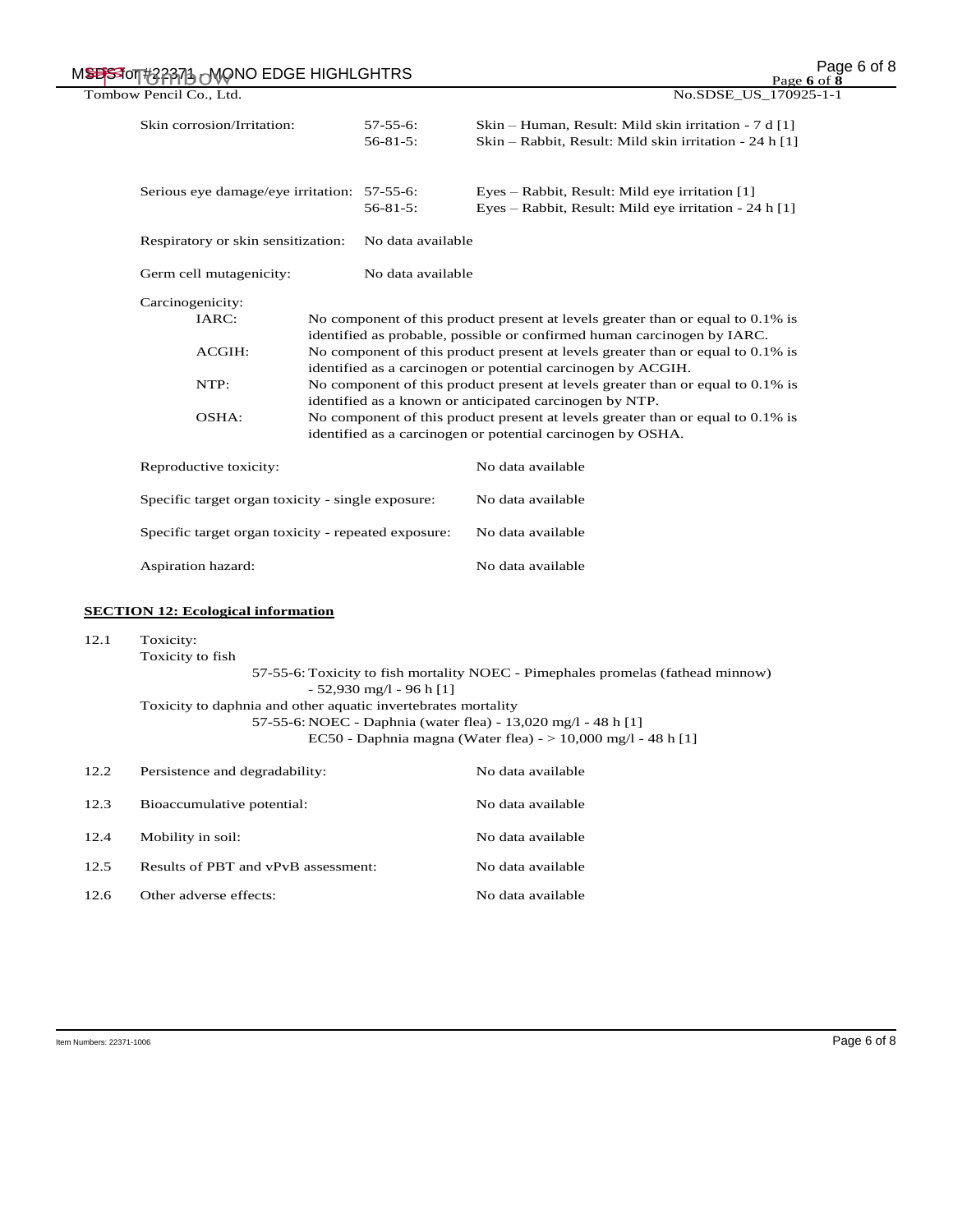| | | |
|---|---|---|
| Skin corrosion/Irritation: | 57-55-6: | Skin – Human, Result: Mild skin irritation - 7 d [1] |
| | 56-81-5: | Skin – Rabbit, Result: Mild skin irritation - 24 h [1] |
| Serious eye damage/eye irritation: | 57-55-6: | Eyes – Rabbit, Result: Mild eye irritation [1] |
| | 56-81-5: | Eyes – Rabbit, Result: Mild eye irritation - 24 h [1] |
| Respiratory or skin sensitization: | No data available | |
| Germ cell mutagenicity: | No data available | |

Carcinogenicity:

| | |
|---|---|
| IARC: | No component of this product present at levels greater than or equal to 0.1% is identified as probable, possible or confirmed human carcinogen by IARC. |
| ACGIH: | No component of this product present at levels greater than or equal to 0.1% is identified as a carcinogen or potential carcinogen by ACGIH. |
| NTP: | No component of this product present at levels greater than or equal to 0.1% is identified as a known or anticipated carcinogen by NTP. |
| OSHA: | No component of this product present at levels greater than or equal to 0.1% is identified as a carcinogen or potential carcinogen by OSHA. |

| | |
|---|---|
| Reproductive toxicity: | No data available |
| Specific target organ toxicity - single exposure: | No data available |
| Specific target organ toxicity - repeated exposure: | No data available |
| Aspiration hazard: | No data available |

## SECTION 12: Ecological information

12.1 Toxicity:

Toxicity to fish

57-55-6: Toxicity to fish mortality NOEC - Pimephales promelas (fathead minnow) - 52,930 mg/l - 96 h [1]

Toxicity to daphnia and other aquatic invertebrates mortality

57-55-6: NOEC - Daphnia (water flea) - 13,020 mg/l - 48 h [1]

EC50 - Daphnia magna (Water flea) - > 10,000 mg/l - 48 h [1]

| | | |
|---|---|---|
| 12.2 | Persistence and degradability: | No data available |
| 12.3 | Bioaccumulative potential: | No data available |
| 12.4 | Mobility in soil: | No data available |
| 12.5 | Results of PBT and vPvB assessment: | No data available |
| 12.6 | Other adverse effects: | No data available |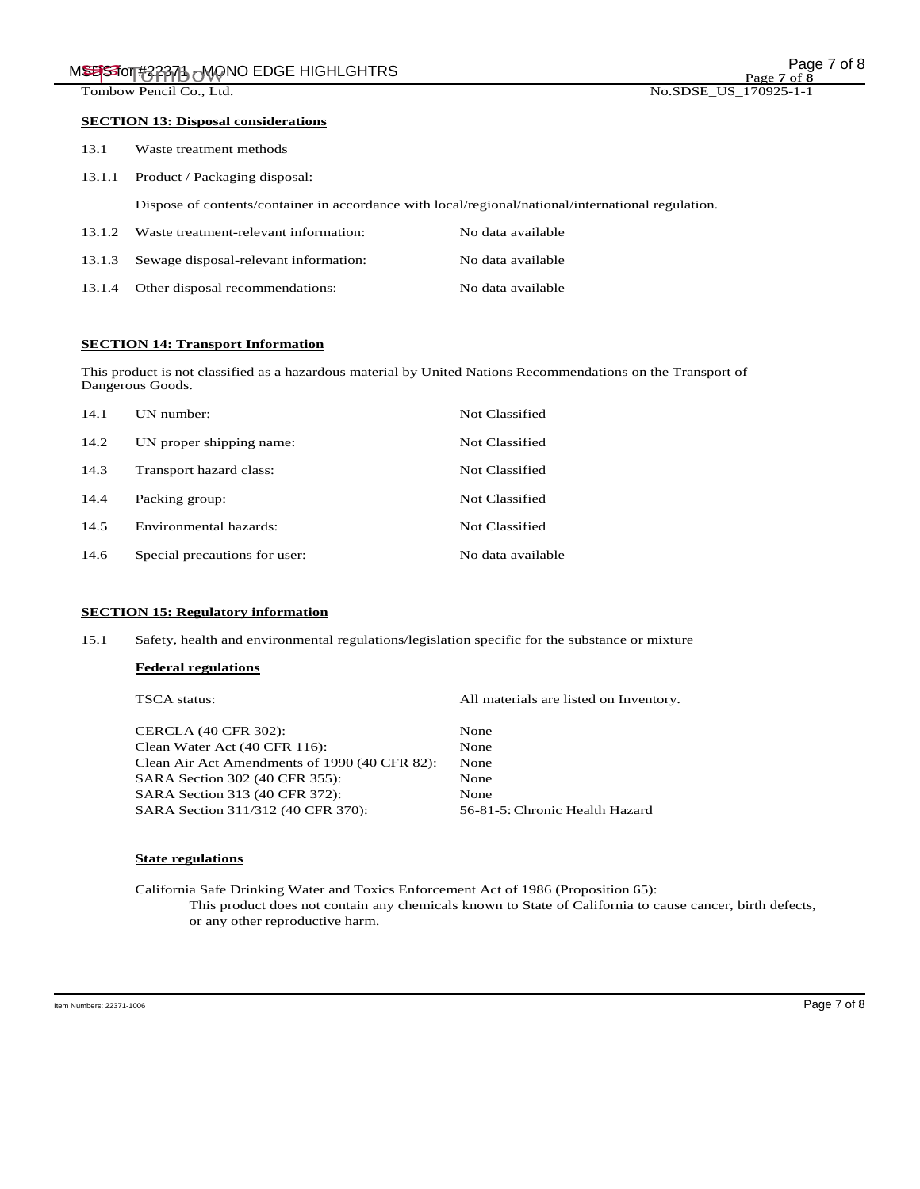**SECTION 13: Disposal considerations**

13.1 Waste treatment methods

13.1.1 Product / Packaging disposal:

Dispose of contents/container in accordance with local/regional/national/international regulation.

| | | |
|---|---|---|
| 13.1.2 | Waste treatment-relevant information: | No data available |
| 13.1.3 | Sewage disposal-relevant information: | No data available |
| 13.1.4 | Other disposal recommendations: | No data available |

**SECTION 14: Transport Information**

This product is not classified as a hazardous material by United Nations Recommendations on the Transport of Dangerous Goods.

| | | |
|---|---|---|
| 14.1 | UN number: | Not Classified |
| 14.2 | UN proper shipping name: | Not Classified |
| 14.3 | Transport hazard class: | Not Classified |
| 14.4 | Packing group: | Not Classified |
| 14.5 | Environmental hazards: | Not Classified |
| 14.6 | Special precautions for user: | No data available |

**SECTION 15: Regulatory information**

15.1 Safety, health and environmental regulations/legislation specific for the substance or mixture

**Federal regulations**

| | |
|---|---|
| TSCA status: | All materials are listed on Inventory. |
| CERCLA (40 CFR 302): | None |
| Clean Water Act (40 CFR 116): | None |
| Clean Air Act Amendments of 1990 (40 CFR 82): | None |
| SARA Section 302 (40 CFR 355): | None |
| SARA Section 313 (40 CFR 372): | None |
| SARA Section 311/312 (40 CFR 370): | 56-81-5: Chronic Health Hazard |

**State regulations**

California Safe Drinking Water and Toxics Enforcement Act of 1986 (Proposition 65):

This product does not contain any chemicals known to State of California to cause cancer, birth defects, or any other reproductive harm.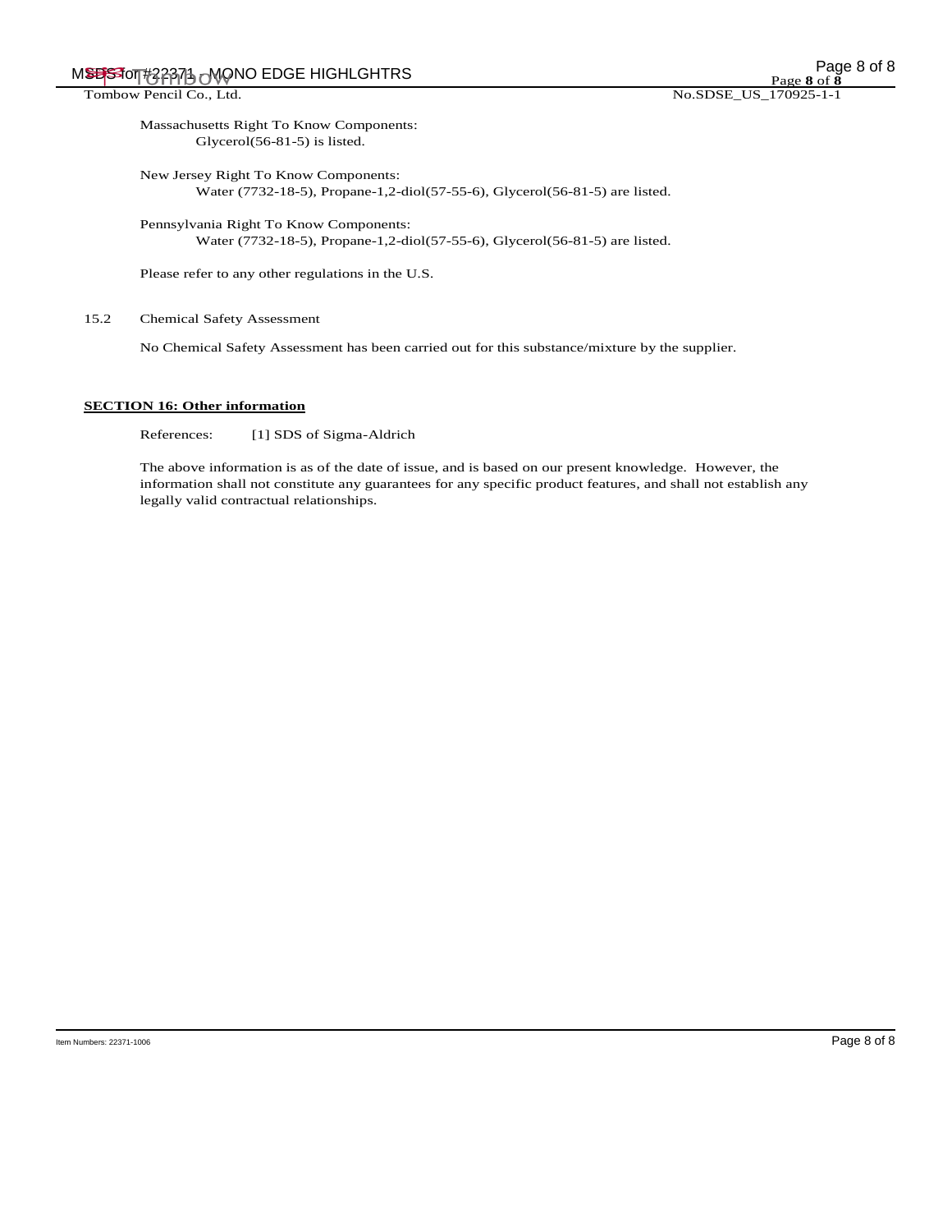Massachusetts Right To Know Components:
Glycerol(56-81-5) is listed.

New Jersey Right To Know Components:
Water (7732-18-5), Propane-1,2-diol(57-55-6), Glycerol(56-81-5) are listed.

Pennsylvania Right To Know Components:
Water (7732-18-5), Propane-1,2-diol(57-55-6), Glycerol(56-81-5) are listed.

Please refer to any other regulations in the U.S.

15.2 Chemical Safety Assessment

No Chemical Safety Assessment has been carried out for this substance/mixture by the supplier.

## SECTION 16: Other information

References: [1] SDS of Sigma-Aldrich

The above information is as of the date of issue, and is based on our present knowledge. However, the information shall not constitute any guarantees for any specific product features, and shall not establish any legally valid contractual relationships.